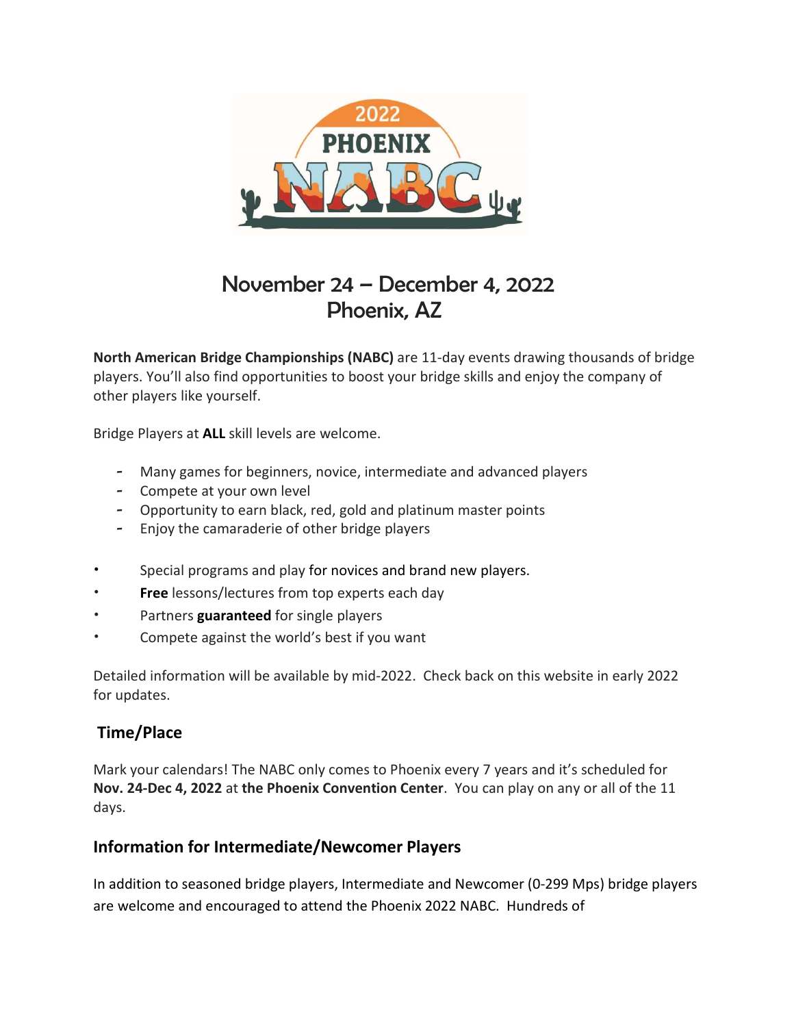# November 24 – December 4, 2022
# Phoenix, AZ

**North American Bridge Championships (NABC)** are 11-day events drawing thousands of bridge players. You'll also find opportunities to boost your bridge skills and enjoy the company of other players like yourself.

Bridge Players at **ALL** skill levels are welcome.

- Many games for beginners, novice, intermediate and advanced players
- Compete at your own level
- Opportunity to earn black, red, gold and platinum master points
- Enjoy the camaraderie of other bridge players

- Special programs and play for novices and brand new players.
- **Free** lessons/lectures from top experts each day
- Partners **guaranteed** for single players
- Compete against the world's best if you want

Detailed information will be available by mid-2022. Check back on this website in early 2022 for updates.

## Time/Place

Mark your calendars! The NABC only comes to Phoenix every 7 years and it's scheduled for **Nov. 24-Dec 4, 2022** at **the Phoenix Convention Center**. You can play on any or all of the 11 days.

## Information for Intermediate/Newcomer Players

In addition to seasoned bridge players, Intermediate and Newcomer (0-299 Mps) bridge players are welcome and encouraged to attend the Phoenix 2022 NABC. Hundreds of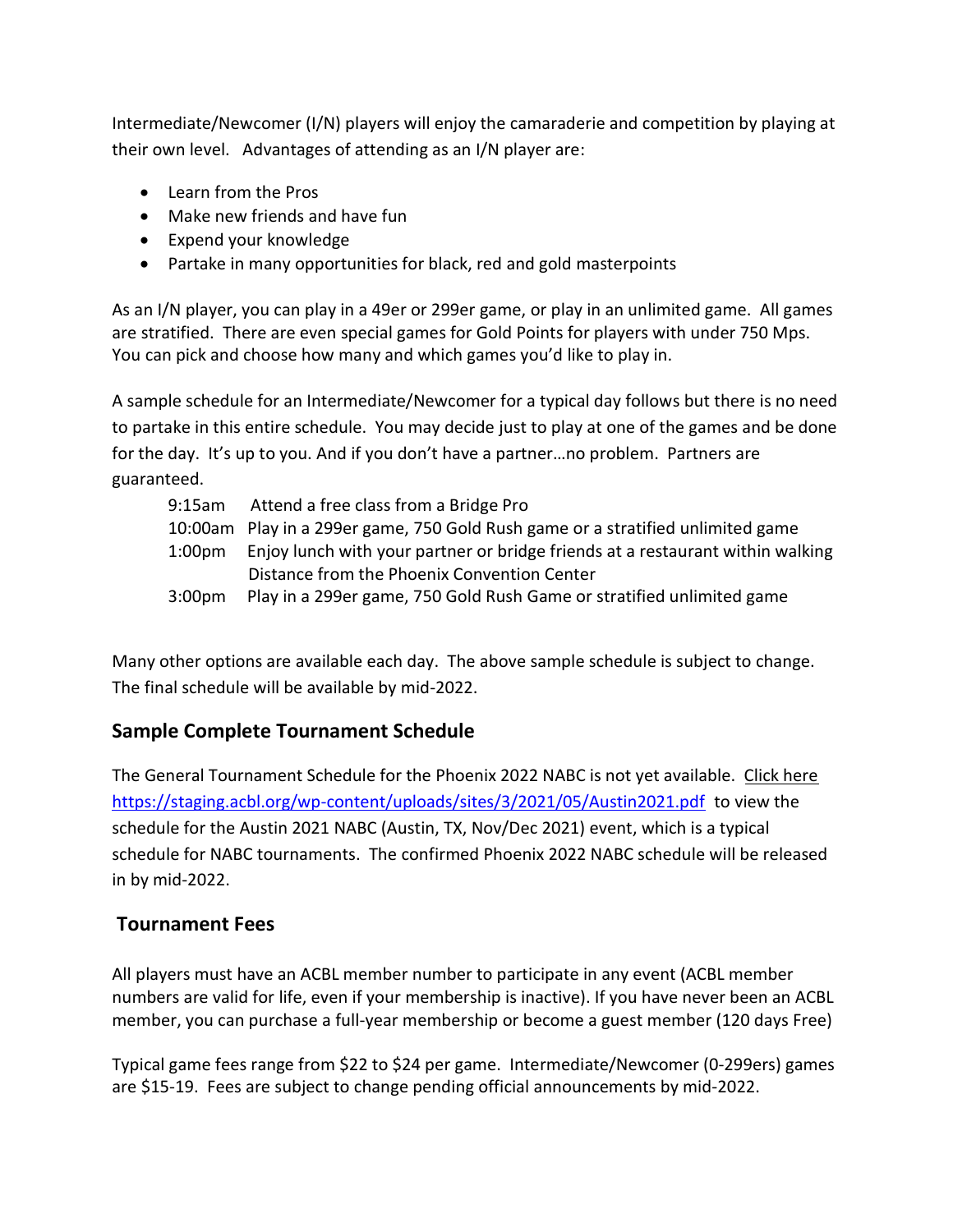Intermediate/Newcomer (I/N) players will enjoy the camaraderie and competition by playing at their own level. Advantages of attending as an I/N player are:

- Learn from the Pros
- Make new friends and have fun
- Expend your knowledge
- Partake in many opportunities for black, red and gold masterpoints

As an I/N player, you can play in a 49er or 299er game, or play in an unlimited game. All games are stratified. There are even special games for Gold Points for players with under 750 Mps. You can pick and choose how many and which games you'd like to play in.

A sample schedule for an Intermediate/Newcomer for a typical day follows but there is no need to partake in this entire schedule. You may decide just to play at one of the games and be done for the day. It's up to you. And if you don't have a partner…no problem. Partners are guaranteed.

| | |
|---|---|
| 9:15am | Attend a free class from a Bridge Pro |
| 10:00am | Play in a 299er game, 750 Gold Rush game or a stratified unlimited game |
| 1:00pm | Enjoy lunch with your partner or bridge friends at a restaurant within walking Distance from the Phoenix Convention Center |
| 3:00pm | Play in a 299er game, 750 Gold Rush Game or stratified unlimited game |

Many other options are available each day. The above sample schedule is subject to change. The final schedule will be available by mid-2022.

## Sample Complete Tournament Schedule

The General Tournament Schedule for the Phoenix 2022 NABC is not yet available. Click here https://staging.acbl.org/wp-content/uploads/sites/3/2021/05/Austin2021.pdf to view the schedule for the Austin 2021 NABC (Austin, TX, Nov/Dec 2021) event, which is a typical schedule for NABC tournaments. The confirmed Phoenix 2022 NABC schedule will be released in by mid-2022.

## Tournament Fees

All players must have an ACBL member number to participate in any event (ACBL member numbers are valid for life, even if your membership is inactive). If you have never been an ACBL member, you can purchase a full-year membership or become a guest member (120 days Free)

Typical game fees range from $22 to $24 per game. Intermediate/Newcomer (0-299ers) games are $15-19. Fees are subject to change pending official announcements by mid-2022.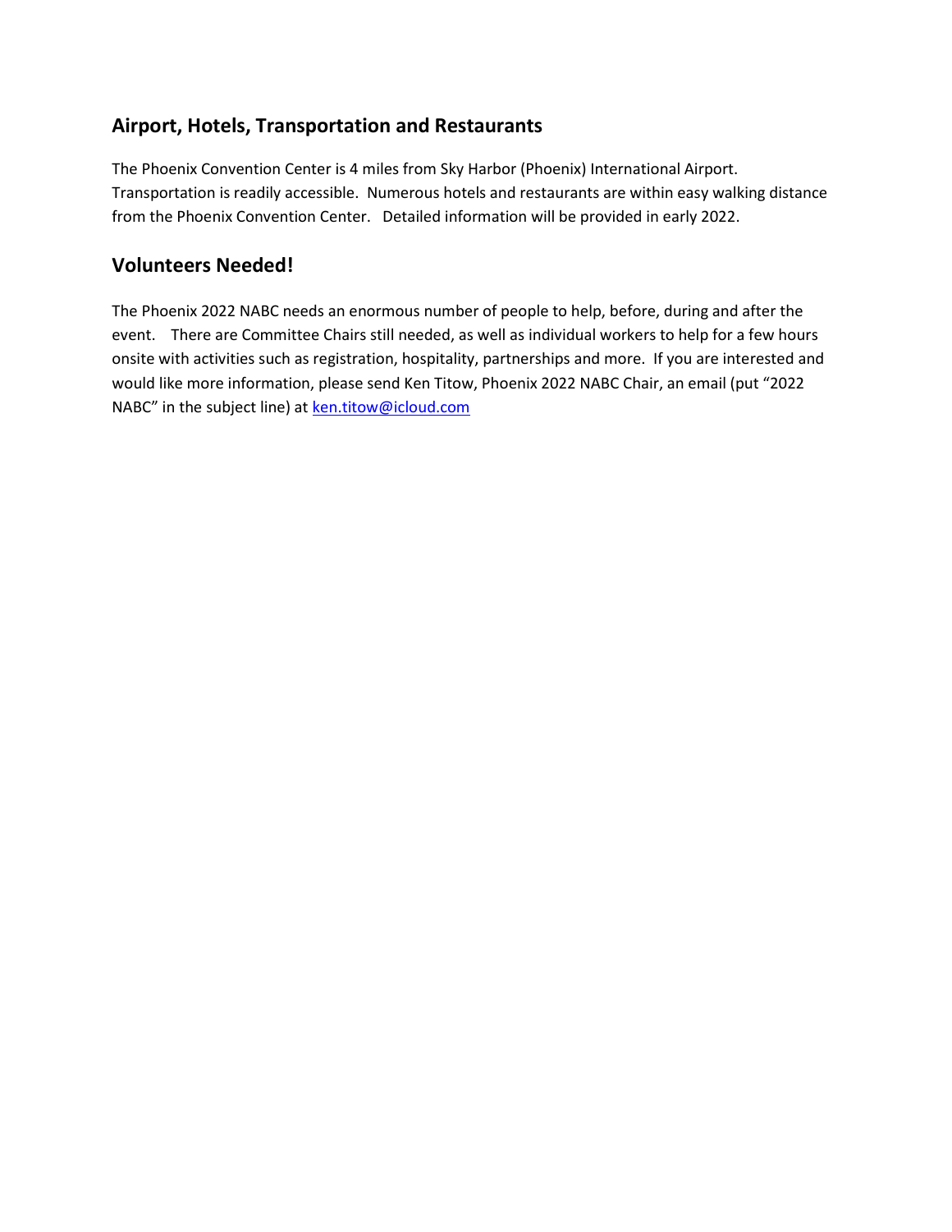## Airport, Hotels, Transportation and Restaurants

The Phoenix Convention Center is 4 miles from Sky Harbor (Phoenix) International Airport. Transportation is readily accessible. Numerous hotels and restaurants are within easy walking distance from the Phoenix Convention Center. Detailed information will be provided in early 2022.

## Volunteers Needed!

The Phoenix 2022 NABC needs an enormous number of people to help, before, during and after the event. There are Committee Chairs still needed, as well as individual workers to help for a few hours onsite with activities such as registration, hospitality, partnerships and more. If you are interested and would like more information, please send Ken Titow, Phoenix 2022 NABC Chair, an email (put "2022 NABC" in the subject line) at [ken.titow@icloud.com](mailto:ken.titow@icloud.com)